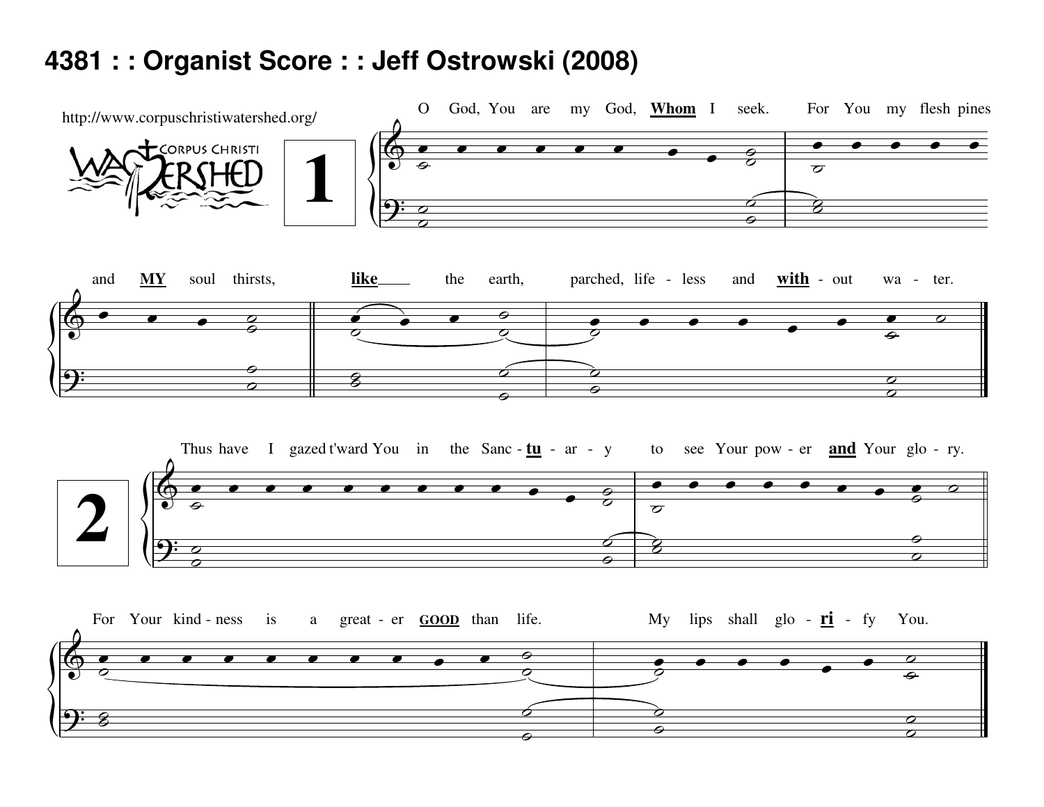# 4381 : : Organist Score : : Jeff Ostrowski (2008)

http://www.corpuschristiwatershed.org/

CORPUS CHRISTI WATERSHED

**1**

O God, You are my God, **Whom** I seek. For You my flesh pines and **MY** soul thirsts, **like** the earth, parched, life - less and **with** - out wa - ter.

**2**

Thus have I gazed t'ward You in the Sanc - **tu** - ar - y to see Your pow - er **and** Your glo - ry.

For Your kind - ness is a great - er **GOOD** than life. My lips shall glo - **ri** - fy You.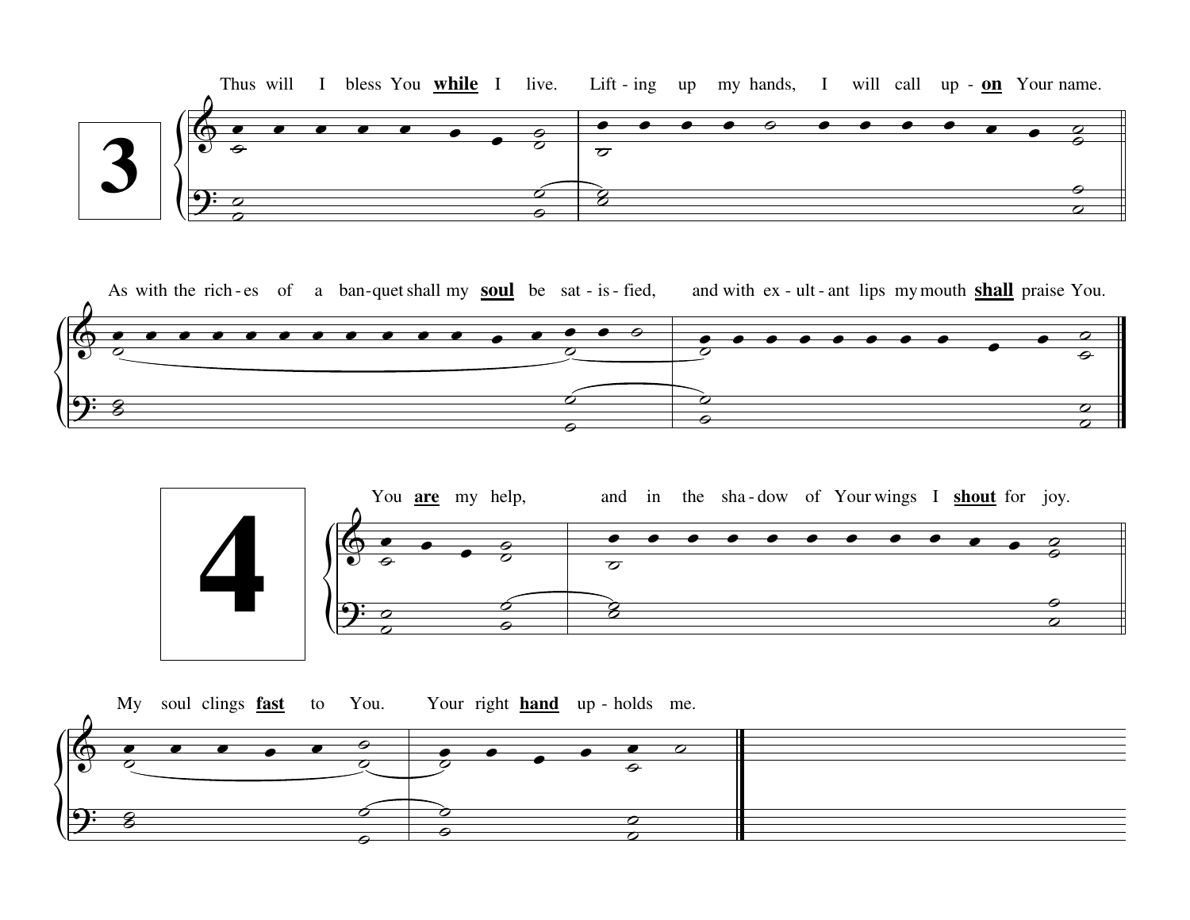# 3

Thus will I bless You **while** I live. Lift - ing up my hands, I will call up - **on** Your name.

As with the rich - es of a ban - quet shall my **soul** be sat - is - fied, and with ex - ult - ant lips my mouth **shall** praise You.

# 4

You **are** my help, and in the sha - dow of Your wings I **shout** for joy.

My soul clings **fast** to You. Your right **hand** up - holds me.